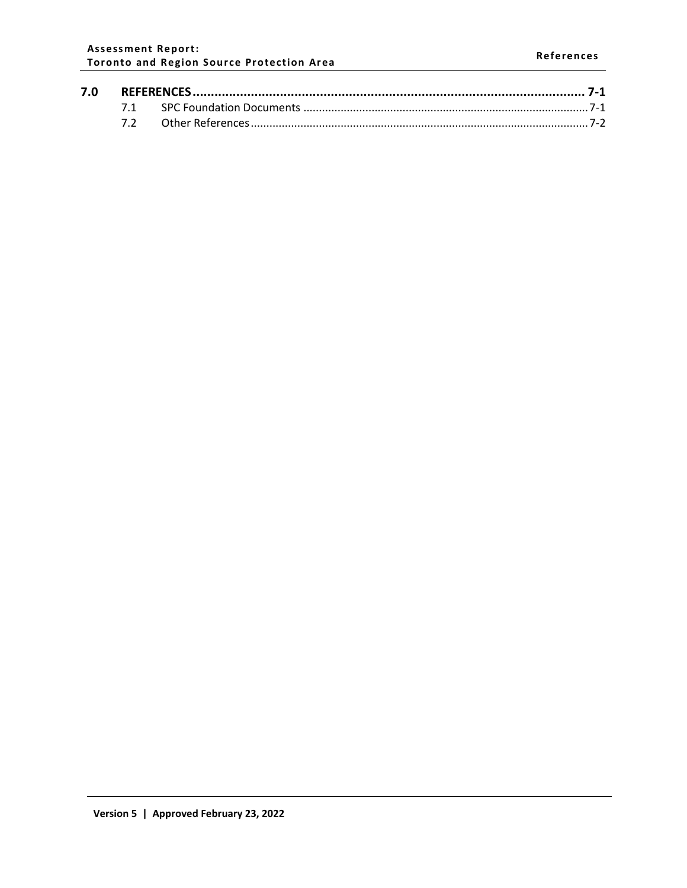**7.0 REFERENCES ............................................................................................................ 7-1**

7.1 SPC Foundation Documents ............................................................................................ 7-1

7.2 Other References ............................................................................................................. 7-2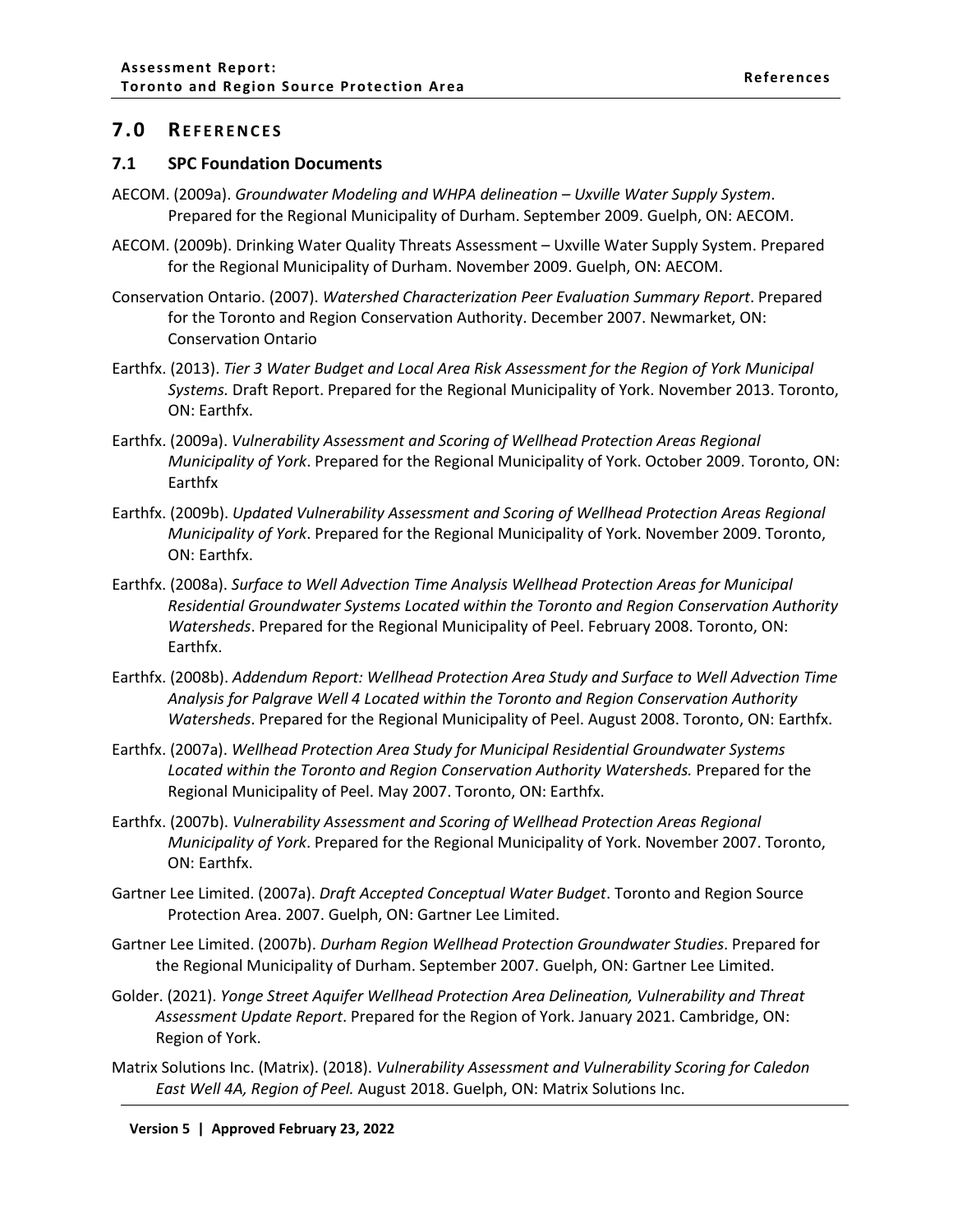## 7.0 References

### 7.1 SPC Foundation Documents

AECOM. (2009a). *Groundwater Modeling and WHPA delineation – Uxville Water Supply System*. Prepared for the Regional Municipality of Durham. September 2009. Guelph, ON: AECOM.

AECOM. (2009b). Drinking Water Quality Threats Assessment – Uxville Water Supply System. Prepared for the Regional Municipality of Durham. November 2009. Guelph, ON: AECOM.

Conservation Ontario. (2007). *Watershed Characterization Peer Evaluation Summary Report*. Prepared for the Toronto and Region Conservation Authority. December 2007. Newmarket, ON: Conservation Ontario

Earthfx. (2013). *Tier 3 Water Budget and Local Area Risk Assessment for the Region of York Municipal Systems.* Draft Report. Prepared for the Regional Municipality of York. November 2013. Toronto, ON: Earthfx.

Earthfx. (2009a). *Vulnerability Assessment and Scoring of Wellhead Protection Areas Regional Municipality of York*. Prepared for the Regional Municipality of York. October 2009. Toronto, ON: Earthfx

Earthfx. (2009b). *Updated Vulnerability Assessment and Scoring of Wellhead Protection Areas Regional Municipality of York*. Prepared for the Regional Municipality of York. November 2009. Toronto, ON: Earthfx.

Earthfx. (2008a). *Surface to Well Advection Time Analysis Wellhead Protection Areas for Municipal Residential Groundwater Systems Located within the Toronto and Region Conservation Authority Watersheds*. Prepared for the Regional Municipality of Peel. February 2008. Toronto, ON: Earthfx.

Earthfx. (2008b). *Addendum Report: Wellhead Protection Area Study and Surface to Well Advection Time Analysis for Palgrave Well 4 Located within the Toronto and Region Conservation Authority Watersheds*. Prepared for the Regional Municipality of Peel. August 2008. Toronto, ON: Earthfx.

Earthfx. (2007a). *Wellhead Protection Area Study for Municipal Residential Groundwater Systems Located within the Toronto and Region Conservation Authority Watersheds.* Prepared for the Regional Municipality of Peel. May 2007. Toronto, ON: Earthfx.

Earthfx. (2007b). *Vulnerability Assessment and Scoring of Wellhead Protection Areas Regional Municipality of York*. Prepared for the Regional Municipality of York. November 2007. Toronto, ON: Earthfx.

Gartner Lee Limited. (2007a). *Draft Accepted Conceptual Water Budget*. Toronto and Region Source Protection Area. 2007. Guelph, ON: Gartner Lee Limited.

Gartner Lee Limited. (2007b). *Durham Region Wellhead Protection Groundwater Studies*. Prepared for the Regional Municipality of Durham. September 2007. Guelph, ON: Gartner Lee Limited.

Golder. (2021). *Yonge Street Aquifer Wellhead Protection Area Delineation, Vulnerability and Threat Assessment Update Report*. Prepared for the Region of York. January 2021. Cambridge, ON: Region of York.

Matrix Solutions Inc. (Matrix). (2018). *Vulnerability Assessment and Vulnerability Scoring for Caledon East Well 4A, Region of Peel.* August 2018. Guelph, ON: Matrix Solutions Inc.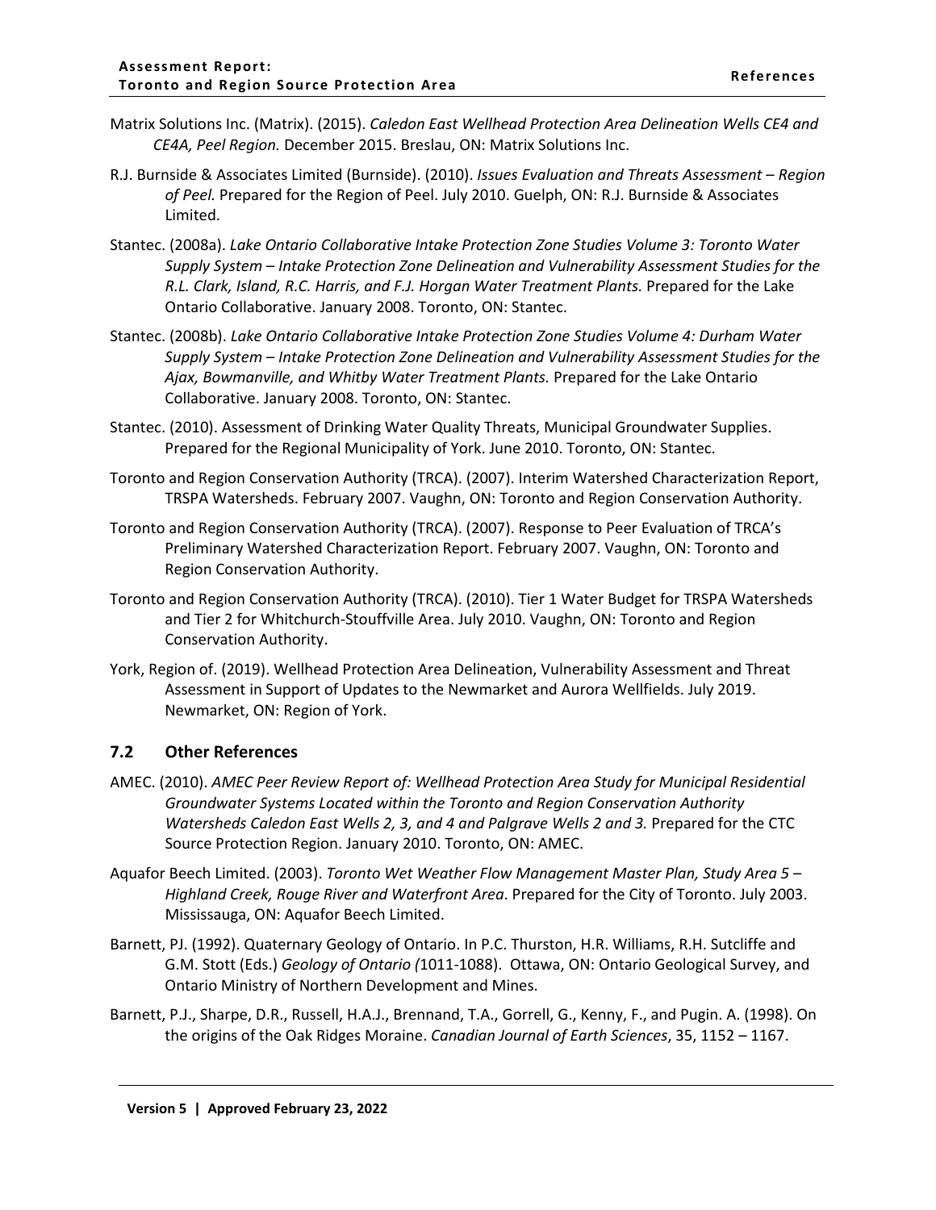Matrix Solutions Inc. (Matrix). (2015). *Caledon East Wellhead Protection Area Delineation Wells CE4 and CE4A, Peel Region.* December 2015. Breslau, ON: Matrix Solutions Inc.

R.J. Burnside & Associates Limited (Burnside). (2010). *Issues Evaluation and Threats Assessment – Region of Peel.* Prepared for the Region of Peel. July 2010. Guelph, ON: R.J. Burnside & Associates Limited.

Stantec. (2008a). *Lake Ontario Collaborative Intake Protection Zone Studies Volume 3: Toronto Water Supply System – Intake Protection Zone Delineation and Vulnerability Assessment Studies for the R.L. Clark, Island, R.C. Harris, and F.J. Horgan Water Treatment Plants.* Prepared for the Lake Ontario Collaborative. January 2008. Toronto, ON: Stantec.

Stantec. (2008b). *Lake Ontario Collaborative Intake Protection Zone Studies Volume 4: Durham Water Supply System – Intake Protection Zone Delineation and Vulnerability Assessment Studies for the Ajax, Bowmanville, and Whitby Water Treatment Plants.* Prepared for the Lake Ontario Collaborative. January 2008. Toronto, ON: Stantec.

Stantec. (2010). Assessment of Drinking Water Quality Threats, Municipal Groundwater Supplies. Prepared for the Regional Municipality of York. June 2010. Toronto, ON: Stantec.

Toronto and Region Conservation Authority (TRCA). (2007). Interim Watershed Characterization Report, TRSPA Watersheds. February 2007. Vaughn, ON: Toronto and Region Conservation Authority.

Toronto and Region Conservation Authority (TRCA). (2007). Response to Peer Evaluation of TRCA's Preliminary Watershed Characterization Report. February 2007. Vaughn, ON: Toronto and Region Conservation Authority.

Toronto and Region Conservation Authority (TRCA). (2010). Tier 1 Water Budget for TRSPA Watersheds and Tier 2 for Whitchurch-Stouffville Area. July 2010. Vaughn, ON: Toronto and Region Conservation Authority.

York, Region of. (2019). Wellhead Protection Area Delineation, Vulnerability Assessment and Threat Assessment in Support of Updates to the Newmarket and Aurora Wellfields. July 2019. Newmarket, ON: Region of York.

## 7.2 Other References

AMEC. (2010). *AMEC Peer Review Report of: Wellhead Protection Area Study for Municipal Residential Groundwater Systems Located within the Toronto and Region Conservation Authority Watersheds Caledon East Wells 2, 3, and 4 and Palgrave Wells 2 and 3.* Prepared for the CTC Source Protection Region. January 2010. Toronto, ON: AMEC.

Aquafor Beech Limited. (2003). *Toronto Wet Weather Flow Management Master Plan, Study Area 5 – Highland Creek, Rouge River and Waterfront Area*. Prepared for the City of Toronto. July 2003. Mississauga, ON: Aquafor Beech Limited.

Barnett, PJ. (1992). Quaternary Geology of Ontario. In P.C. Thurston, H.R. Williams, R.H. Sutcliffe and G.M. Stott (Eds.) *Geology of Ontario (*1011-1088). Ottawa, ON: Ontario Geological Survey, and Ontario Ministry of Northern Development and Mines.

Barnett, P.J., Sharpe, D.R., Russell, H.A.J., Brennand, T.A., Gorrell, G., Kenny, F., and Pugin. A. (1998). On the origins of the Oak Ridges Moraine. *Canadian Journal of Earth Sciences*, 35, 1152 – 1167.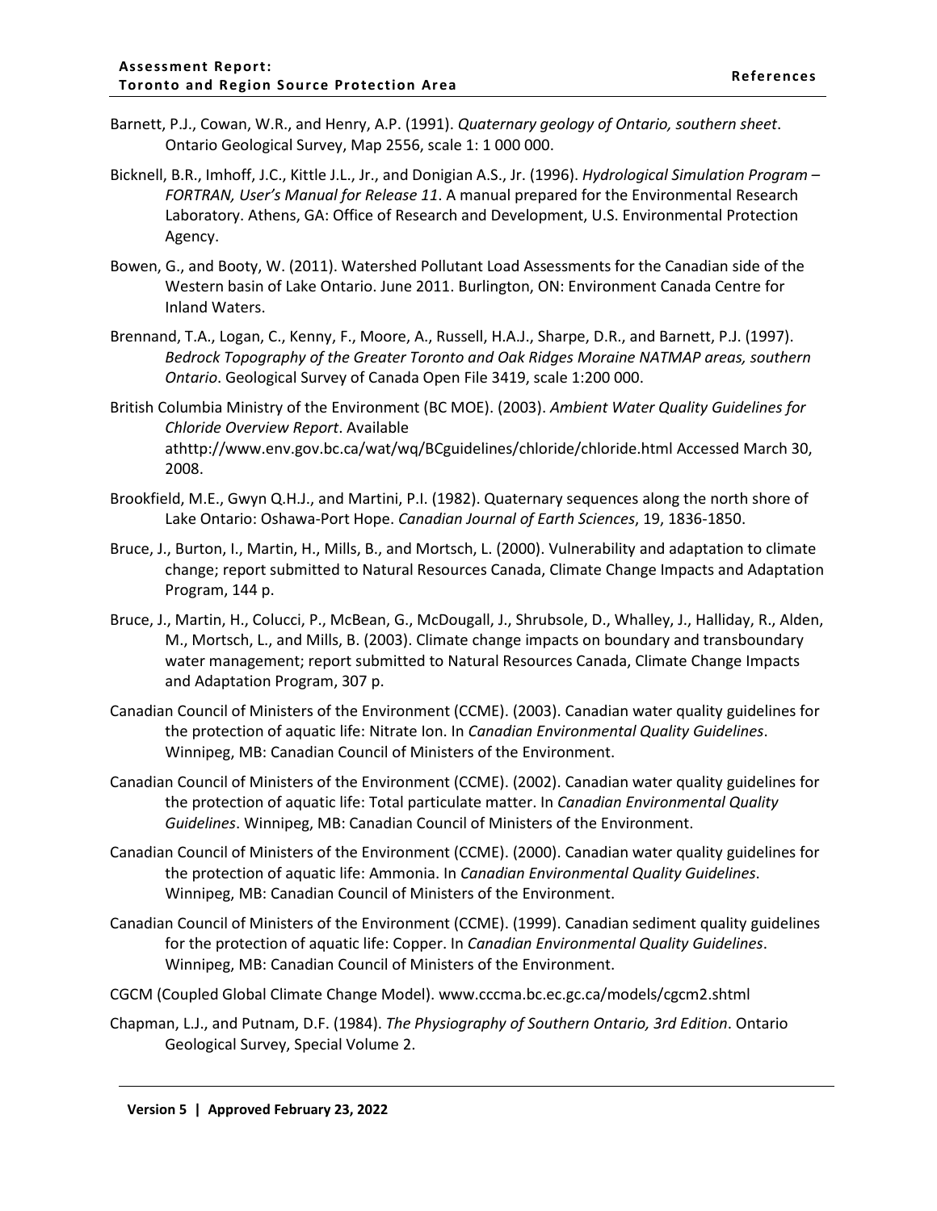Barnett, P.J., Cowan, W.R., and Henry, A.P. (1991). *Quaternary geology of Ontario, southern sheet*. Ontario Geological Survey, Map 2556, scale 1: 1 000 000.

Bicknell, B.R., Imhoff, J.C., Kittle J.L., Jr., and Donigian A.S., Jr. (1996). *Hydrological Simulation Program – FORTRAN, User's Manual for Release 11*. A manual prepared for the Environmental Research Laboratory. Athens, GA: Office of Research and Development, U.S. Environmental Protection Agency.

Bowen, G., and Booty, W. (2011). Watershed Pollutant Load Assessments for the Canadian side of the Western basin of Lake Ontario. June 2011. Burlington, ON: Environment Canada Centre for Inland Waters.

Brennand, T.A., Logan, C., Kenny, F., Moore, A., Russell, H.A.J., Sharpe, D.R., and Barnett, P.J. (1997). *Bedrock Topography of the Greater Toronto and Oak Ridges Moraine NATMAP areas, southern Ontario*. Geological Survey of Canada Open File 3419, scale 1:200 000.

British Columbia Ministry of the Environment (BC MOE). (2003). *Ambient Water Quality Guidelines for Chloride Overview Report*. Available athttp://www.env.gov.bc.ca/wat/wq/BCguidelines/chloride/chloride.html Accessed March 30, 2008.

Brookfield, M.E., Gwyn Q.H.J., and Martini, P.I. (1982). Quaternary sequences along the north shore of Lake Ontario: Oshawa-Port Hope. *Canadian Journal of Earth Sciences*, 19, 1836-1850.

Bruce, J., Burton, I., Martin, H., Mills, B., and Mortsch, L. (2000). Vulnerability and adaptation to climate change; report submitted to Natural Resources Canada, Climate Change Impacts and Adaptation Program, 144 p.

Bruce, J., Martin, H., Colucci, P., McBean, G., McDougall, J., Shrubsole, D., Whalley, J., Halliday, R., Alden, M., Mortsch, L., and Mills, B. (2003). Climate change impacts on boundary and transboundary water management; report submitted to Natural Resources Canada, Climate Change Impacts and Adaptation Program, 307 p.

Canadian Council of Ministers of the Environment (CCME). (2003). Canadian water quality guidelines for the protection of aquatic life: Nitrate Ion. In *Canadian Environmental Quality Guidelines*. Winnipeg, MB: Canadian Council of Ministers of the Environment.

Canadian Council of Ministers of the Environment (CCME). (2002). Canadian water quality guidelines for the protection of aquatic life: Total particulate matter. In *Canadian Environmental Quality Guidelines*. Winnipeg, MB: Canadian Council of Ministers of the Environment.

Canadian Council of Ministers of the Environment (CCME). (2000). Canadian water quality guidelines for the protection of aquatic life: Ammonia. In *Canadian Environmental Quality Guidelines*. Winnipeg, MB: Canadian Council of Ministers of the Environment.

Canadian Council of Ministers of the Environment (CCME). (1999). Canadian sediment quality guidelines for the protection of aquatic life: Copper. In *Canadian Environmental Quality Guidelines*. Winnipeg, MB: Canadian Council of Ministers of the Environment.

CGCM (Coupled Global Climate Change Model). www.cccma.bc.ec.gc.ca/models/cgcm2.shtml

Chapman, L.J., and Putnam, D.F. (1984). *The Physiography of Southern Ontario, 3rd Edition*. Ontario Geological Survey, Special Volume 2.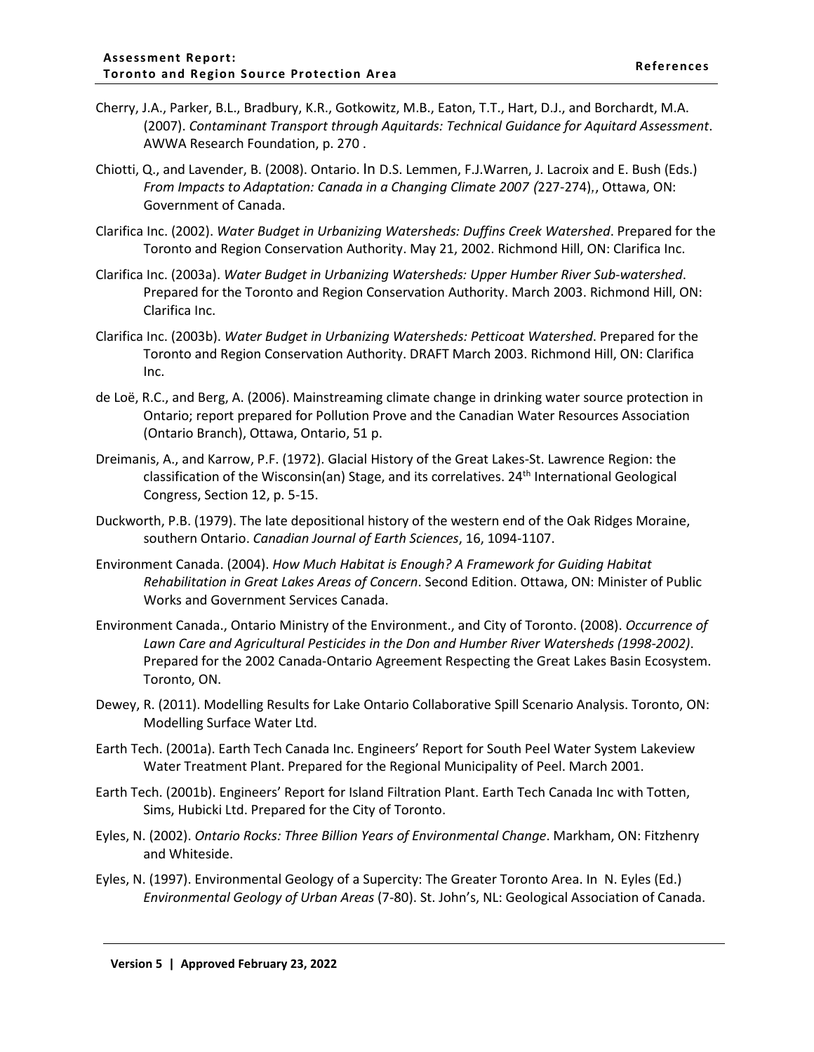Cherry, J.A., Parker, B.L., Bradbury, K.R., Gotkowitz, M.B., Eaton, T.T., Hart, D.J., and Borchardt, M.A. (2007). *Contaminant Transport through Aquitards: Technical Guidance for Aquitard Assessment*. AWWA Research Foundation, p. 270 .

Chiotti, Q., and Lavender, B. (2008). Ontario. In D.S. Lemmen, F.J.Warren, J. Lacroix and E. Bush (Eds.) *From Impacts to Adaptation: Canada in a Changing Climate 2007 (*227-274),, Ottawa, ON: Government of Canada.

Clarifica Inc. (2002). *Water Budget in Urbanizing Watersheds: Duffins Creek Watershed*. Prepared for the Toronto and Region Conservation Authority. May 21, 2002. Richmond Hill, ON: Clarifica Inc.

Clarifica Inc. (2003a). *Water Budget in Urbanizing Watersheds: Upper Humber River Sub-watershed*. Prepared for the Toronto and Region Conservation Authority. March 2003. Richmond Hill, ON: Clarifica Inc.

Clarifica Inc. (2003b). *Water Budget in Urbanizing Watersheds: Petticoat Watershed*. Prepared for the Toronto and Region Conservation Authority. DRAFT March 2003. Richmond Hill, ON: Clarifica Inc.

de Loë, R.C., and Berg, A. (2006). Mainstreaming climate change in drinking water source protection in Ontario; report prepared for Pollution Prove and the Canadian Water Resources Association (Ontario Branch), Ottawa, Ontario, 51 p.

Dreimanis, A., and Karrow, P.F. (1972). Glacial History of the Great Lakes-St. Lawrence Region: the classification of the Wisconsin(an) Stage, and its correlatives. 24th International Geological Congress, Section 12, p. 5-15.

Duckworth, P.B. (1979). The late depositional history of the western end of the Oak Ridges Moraine, southern Ontario. *Canadian Journal of Earth Sciences*, 16, 1094-1107.

Environment Canada. (2004). *How Much Habitat is Enough? A Framework for Guiding Habitat Rehabilitation in Great Lakes Areas of Concern*. Second Edition. Ottawa, ON: Minister of Public Works and Government Services Canada.

Environment Canada., Ontario Ministry of the Environment., and City of Toronto. (2008). *Occurrence of Lawn Care and Agricultural Pesticides in the Don and Humber River Watersheds (1998-2002)*. Prepared for the 2002 Canada-Ontario Agreement Respecting the Great Lakes Basin Ecosystem. Toronto, ON.

Dewey, R. (2011). Modelling Results for Lake Ontario Collaborative Spill Scenario Analysis. Toronto, ON: Modelling Surface Water Ltd.

Earth Tech. (2001a). Earth Tech Canada Inc. Engineers' Report for South Peel Water System Lakeview Water Treatment Plant. Prepared for the Regional Municipality of Peel. March 2001.

Earth Tech. (2001b). Engineers' Report for Island Filtration Plant. Earth Tech Canada Inc with Totten, Sims, Hubicki Ltd. Prepared for the City of Toronto.

Eyles, N. (2002). *Ontario Rocks: Three Billion Years of Environmental Change*. Markham, ON: Fitzhenry and Whiteside.

Eyles, N. (1997). Environmental Geology of a Supercity: The Greater Toronto Area. In N. Eyles (Ed.) *Environmental Geology of Urban Areas* (7-80). St. John's, NL: Geological Association of Canada.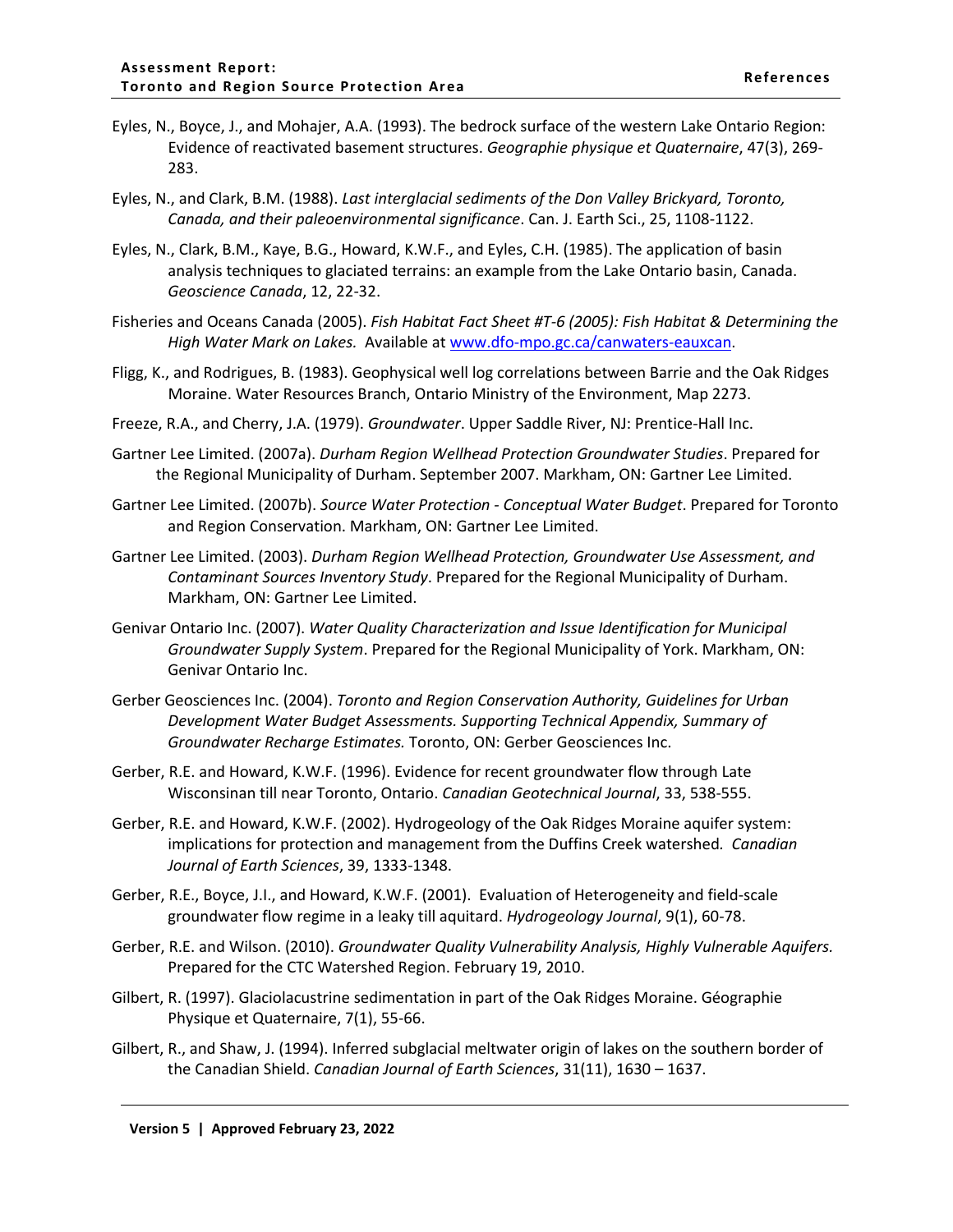Eyles, N., Boyce, J., and Mohajer, A.A. (1993). The bedrock surface of the western Lake Ontario Region: Evidence of reactivated basement structures. *Geographie physique et Quaternaire*, 47(3), 269-283.

Eyles, N., and Clark, B.M. (1988). *Last interglacial sediments of the Don Valley Brickyard, Toronto, Canada, and their paleoenvironmental significance*. Can. J. Earth Sci., 25, 1108-1122.

Eyles, N., Clark, B.M., Kaye, B.G., Howard, K.W.F., and Eyles, C.H. (1985). The application of basin analysis techniques to glaciated terrains: an example from the Lake Ontario basin, Canada. *Geoscience Canada*, 12, 22-32.

Fisheries and Oceans Canada (2005). *Fish Habitat Fact Sheet #T-6 (2005): Fish Habitat & Determining the High Water Mark on Lakes.* Available at www.dfo-mpo.gc.ca/canwaters-eauxcan.

Fligg, K., and Rodrigues, B. (1983). Geophysical well log correlations between Barrie and the Oak Ridges Moraine. Water Resources Branch, Ontario Ministry of the Environment, Map 2273.

Freeze, R.A., and Cherry, J.A. (1979). *Groundwater*. Upper Saddle River, NJ: Prentice-Hall Inc.

Gartner Lee Limited. (2007a). *Durham Region Wellhead Protection Groundwater Studies*. Prepared for the Regional Municipality of Durham. September 2007. Markham, ON: Gartner Lee Limited.

Gartner Lee Limited. (2007b). *Source Water Protection - Conceptual Water Budget*. Prepared for Toronto and Region Conservation. Markham, ON: Gartner Lee Limited.

Gartner Lee Limited. (2003). *Durham Region Wellhead Protection, Groundwater Use Assessment, and Contaminant Sources Inventory Study*. Prepared for the Regional Municipality of Durham. Markham, ON: Gartner Lee Limited.

Genivar Ontario Inc. (2007). *Water Quality Characterization and Issue Identification for Municipal Groundwater Supply System*. Prepared for the Regional Municipality of York. Markham, ON: Genivar Ontario Inc.

Gerber Geosciences Inc. (2004). *Toronto and Region Conservation Authority, Guidelines for Urban Development Water Budget Assessments. Supporting Technical Appendix, Summary of Groundwater Recharge Estimates.* Toronto, ON: Gerber Geosciences Inc.

Gerber, R.E. and Howard, K.W.F. (1996). Evidence for recent groundwater flow through Late Wisconsinan till near Toronto, Ontario. *Canadian Geotechnical Journal*, 33, 538-555.

Gerber, R.E. and Howard, K.W.F. (2002). Hydrogeology of the Oak Ridges Moraine aquifer system: implications for protection and management from the Duffins Creek watershed. *Canadian Journal of Earth Sciences*, 39, 1333-1348.

Gerber, R.E., Boyce, J.I., and Howard, K.W.F. (2001). Evaluation of Heterogeneity and field-scale groundwater flow regime in a leaky till aquitard. *Hydrogeology Journal*, 9(1), 60-78.

Gerber, R.E. and Wilson. (2010). *Groundwater Quality Vulnerability Analysis, Highly Vulnerable Aquifers.* Prepared for the CTC Watershed Region. February 19, 2010.

Gilbert, R. (1997). Glaciolacustrine sedimentation in part of the Oak Ridges Moraine. Géographie Physique et Quaternaire, 7(1), 55-66.

Gilbert, R., and Shaw, J. (1994). Inferred subglacial meltwater origin of lakes on the southern border of the Canadian Shield. *Canadian Journal of Earth Sciences*, 31(11), 1630 – 1637.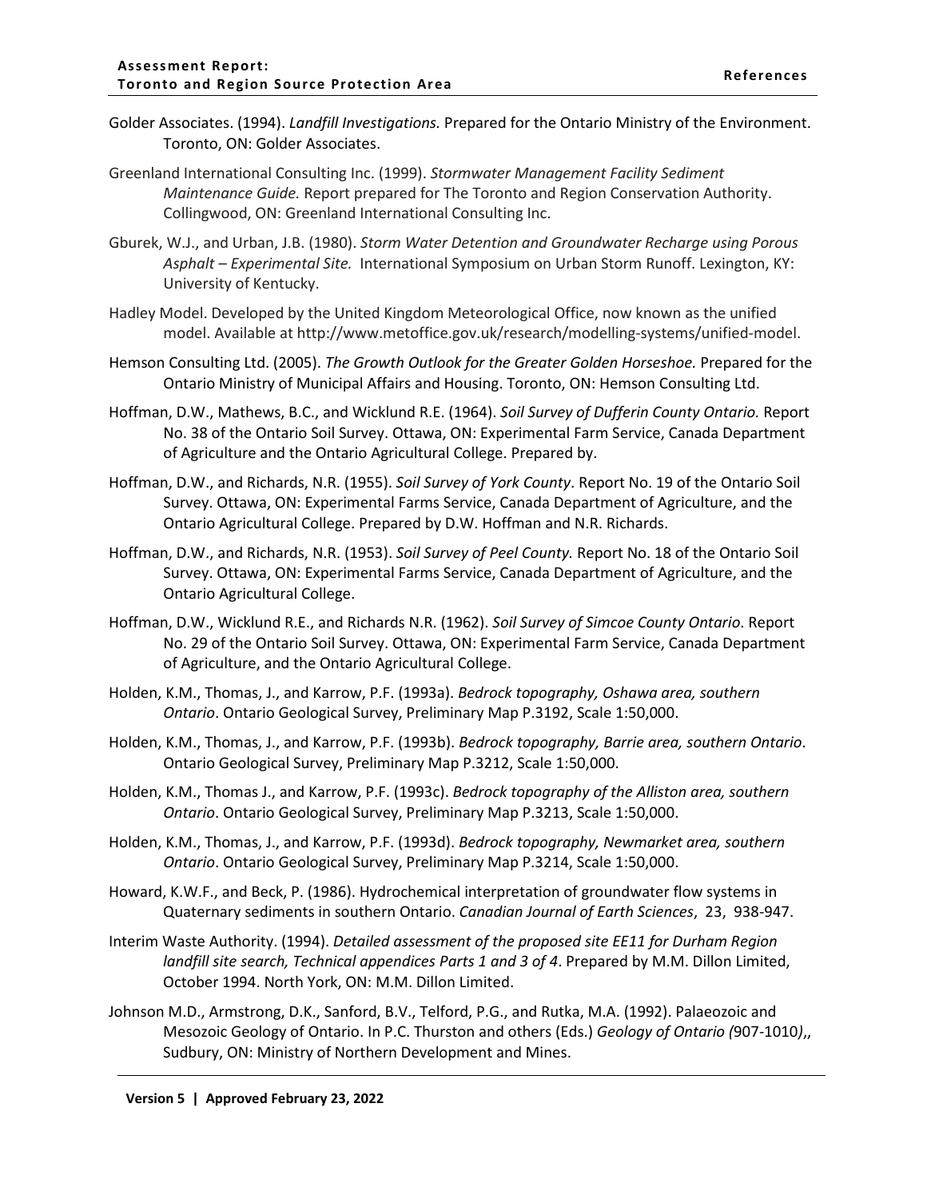Golder Associates. (1994). *Landfill Investigations.* Prepared for the Ontario Ministry of the Environment. Toronto, ON: Golder Associates.

Greenland International Consulting Inc. (1999). *Stormwater Management Facility Sediment Maintenance Guide.* Report prepared for The Toronto and Region Conservation Authority. Collingwood, ON: Greenland International Consulting Inc.

Gburek, W.J., and Urban, J.B. (1980). *Storm Water Detention and Groundwater Recharge using Porous Asphalt – Experimental Site.* International Symposium on Urban Storm Runoff. Lexington, KY: University of Kentucky.

Hadley Model. Developed by the United Kingdom Meteorological Office, now known as the unified model. Available at http://www.metoffice.gov.uk/research/modelling-systems/unified-model.

Hemson Consulting Ltd. (2005). *The Growth Outlook for the Greater Golden Horseshoe.* Prepared for the Ontario Ministry of Municipal Affairs and Housing. Toronto, ON: Hemson Consulting Ltd.

Hoffman, D.W., Mathews, B.C., and Wicklund R.E. (1964). *Soil Survey of Dufferin County Ontario.* Report No. 38 of the Ontario Soil Survey. Ottawa, ON: Experimental Farm Service, Canada Department of Agriculture and the Ontario Agricultural College. Prepared by.

Hoffman, D.W., and Richards, N.R. (1955). *Soil Survey of York County*. Report No. 19 of the Ontario Soil Survey. Ottawa, ON: Experimental Farms Service, Canada Department of Agriculture, and the Ontario Agricultural College. Prepared by D.W. Hoffman and N.R. Richards.

Hoffman, D.W., and Richards, N.R. (1953). *Soil Survey of Peel County.* Report No. 18 of the Ontario Soil Survey. Ottawa, ON: Experimental Farms Service, Canada Department of Agriculture, and the Ontario Agricultural College.

Hoffman, D.W., Wicklund R.E., and Richards N.R. (1962). *Soil Survey of Simcoe County Ontario*. Report No. 29 of the Ontario Soil Survey. Ottawa, ON: Experimental Farm Service, Canada Department of Agriculture, and the Ontario Agricultural College.

Holden, K.M., Thomas, J., and Karrow, P.F. (1993a). *Bedrock topography, Oshawa area, southern Ontario*. Ontario Geological Survey, Preliminary Map P.3192, Scale 1:50,000.

Holden, K.M., Thomas, J., and Karrow, P.F. (1993b). *Bedrock topography, Barrie area, southern Ontario*. Ontario Geological Survey, Preliminary Map P.3212, Scale 1:50,000.

Holden, K.M., Thomas J., and Karrow, P.F. (1993c). *Bedrock topography of the Alliston area, southern Ontario*. Ontario Geological Survey, Preliminary Map P.3213, Scale 1:50,000.

Holden, K.M., Thomas, J., and Karrow, P.F. (1993d). *Bedrock topography, Newmarket area, southern Ontario*. Ontario Geological Survey, Preliminary Map P.3214, Scale 1:50,000.

Howard, K.W.F., and Beck, P. (1986). Hydrochemical interpretation of groundwater flow systems in Quaternary sediments in southern Ontario. *Canadian Journal of Earth Sciences*, 23, 938-947.

Interim Waste Authority. (1994). *Detailed assessment of the proposed site EE11 for Durham Region landfill site search, Technical appendices Parts 1 and 3 of 4*. Prepared by M.M. Dillon Limited, October 1994. North York, ON: M.M. Dillon Limited.

Johnson M.D., Armstrong, D.K., Sanford, B.V., Telford, P.G., and Rutka, M.A. (1992). Palaeozoic and Mesozoic Geology of Ontario. In P.C. Thurston and others (Eds.) *Geology of Ontario (*907-1010*)*,, Sudbury, ON: Ministry of Northern Development and Mines.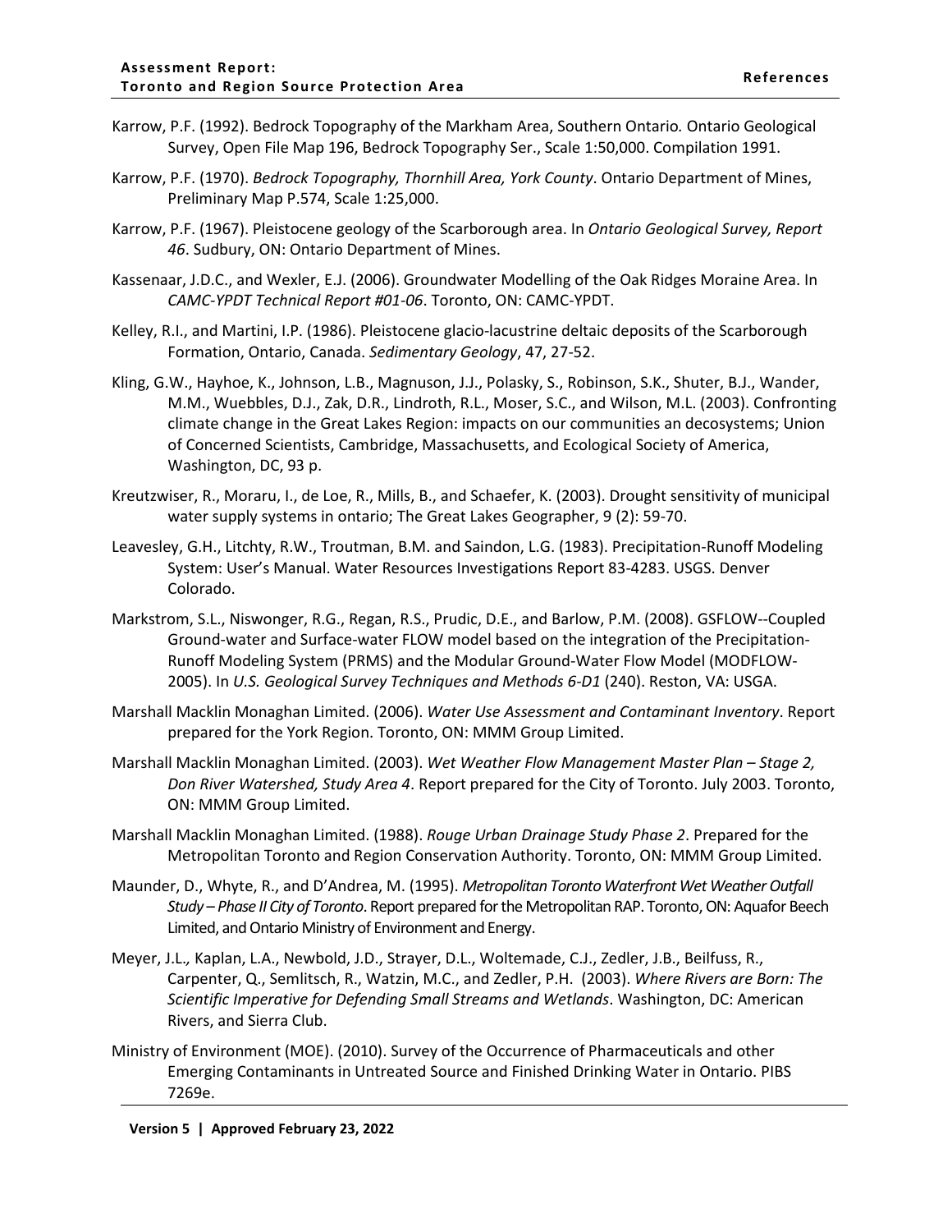Karrow, P.F. (1992). Bedrock Topography of the Markham Area, Southern Ontario*.* Ontario Geological Survey, Open File Map 196, Bedrock Topography Ser., Scale 1:50,000. Compilation 1991.

Karrow, P.F. (1970). *Bedrock Topography, Thornhill Area, York County*. Ontario Department of Mines, Preliminary Map P.574, Scale 1:25,000.

Karrow, P.F. (1967). Pleistocene geology of the Scarborough area. In *Ontario Geological Survey, Report 46*. Sudbury, ON: Ontario Department of Mines.

Kassenaar, J.D.C., and Wexler, E.J. (2006). Groundwater Modelling of the Oak Ridges Moraine Area. In *CAMC-YPDT Technical Report #01-06*. Toronto, ON: CAMC-YPDT.

Kelley, R.I., and Martini, I.P. (1986). Pleistocene glacio-lacustrine deltaic deposits of the Scarborough Formation, Ontario, Canada. *Sedimentary Geology*, 47, 27-52.

Kling, G.W., Hayhoe, K., Johnson, L.B., Magnuson, J.J., Polasky, S., Robinson, S.K., Shuter, B.J., Wander, M.M., Wuebbles, D.J., Zak, D.R., Lindroth, R.L., Moser, S.C., and Wilson, M.L. (2003). Confronting climate change in the Great Lakes Region: impacts on our communities an decosystems; Union of Concerned Scientists, Cambridge, Massachusetts, and Ecological Society of America, Washington, DC, 93 p.

Kreutzwiser, R., Moraru, I., de Loe, R., Mills, B., and Schaefer, K. (2003). Drought sensitivity of municipal water supply systems in ontario; The Great Lakes Geographer, 9 (2): 59-70.

Leavesley, G.H., Litchty, R.W., Troutman, B.M. and Saindon, L.G. (1983). Precipitation-Runoff Modeling System: User's Manual. Water Resources Investigations Report 83-4283. USGS. Denver Colorado.

Markstrom, S.L., Niswonger, R.G., Regan, R.S., Prudic, D.E., and Barlow, P.M. (2008). GSFLOW--Coupled Ground-water and Surface-water FLOW model based on the integration of the Precipitation-Runoff Modeling System (PRMS) and the Modular Ground-Water Flow Model (MODFLOW-2005). In *U.S. Geological Survey Techniques and Methods 6-D1* (240). Reston, VA: USGA.

Marshall Macklin Monaghan Limited. (2006). *Water Use Assessment and Contaminant Inventory*. Report prepared for the York Region. Toronto, ON: MMM Group Limited.

Marshall Macklin Monaghan Limited. (2003). *Wet Weather Flow Management Master Plan – Stage 2, Don River Watershed, Study Area 4*. Report prepared for the City of Toronto. July 2003. Toronto, ON: MMM Group Limited.

Marshall Macklin Monaghan Limited. (1988). *Rouge Urban Drainage Study Phase 2*. Prepared for the Metropolitan Toronto and Region Conservation Authority. Toronto, ON: MMM Group Limited.

Maunder, D., Whyte, R., and D'Andrea, M. (1995). *Metropolitan Toronto Waterfront Wet Weather Outfall Study – Phase II City of Toronto*. Report prepared for the Metropolitan RAP. Toronto, ON: Aquafor Beech Limited, and Ontario Ministry of Environment and Energy.

Meyer, J.L., Kaplan, L.A., Newbold, J.D., Strayer, D.L., Woltemade, C.J., Zedler, J.B., Beilfuss, R., Carpenter, Q., Semlitsch, R., Watzin, M.C., and Zedler, P.H. (2003). *Where Rivers are Born: The Scientific Imperative for Defending Small Streams and Wetlands*. Washington, DC: American Rivers, and Sierra Club.

Ministry of Environment (MOE). (2010). Survey of the Occurrence of Pharmaceuticals and other Emerging Contaminants in Untreated Source and Finished Drinking Water in Ontario. PIBS 7269e.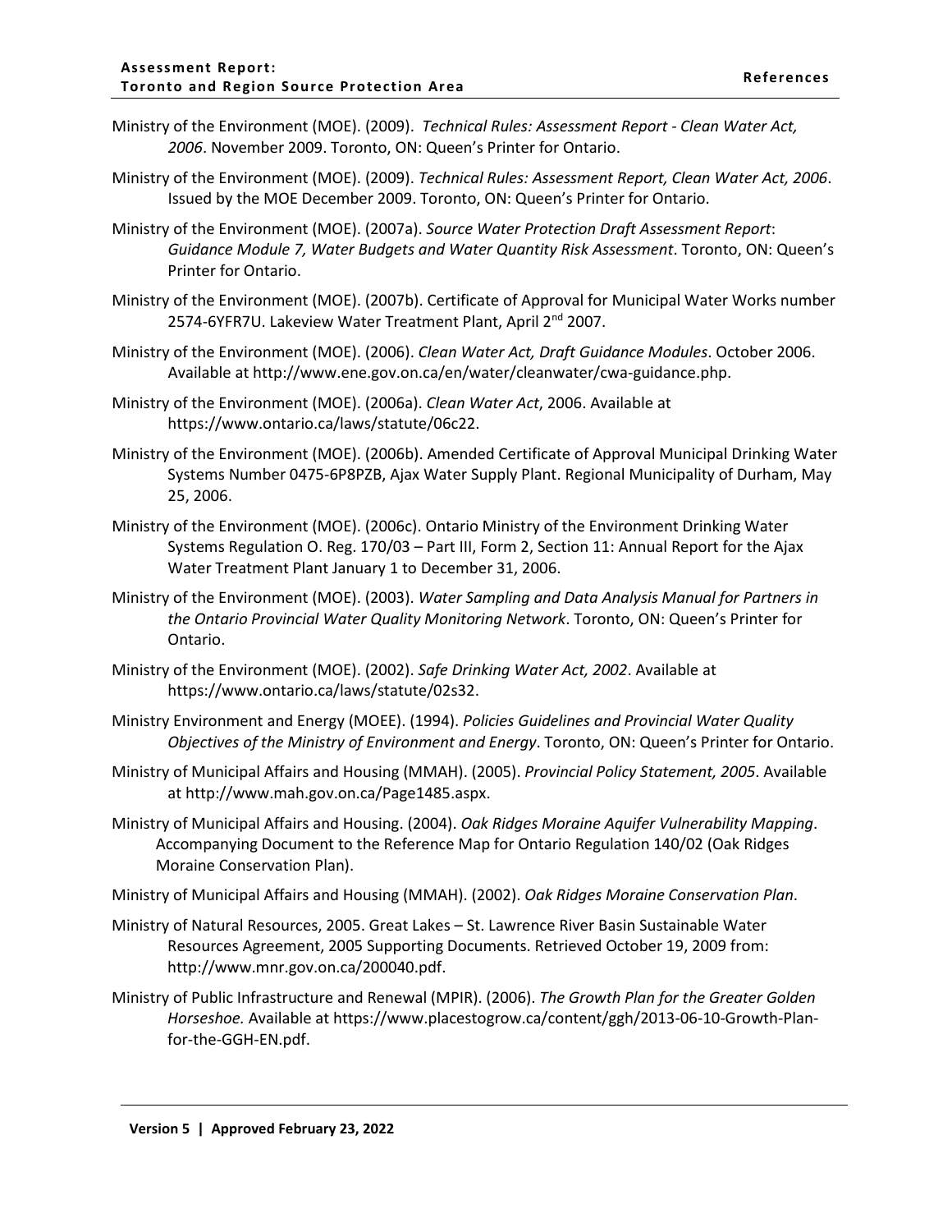Ministry of the Environment (MOE). (2009). *Technical Rules: Assessment Report - Clean Water Act, 2006*. November 2009. Toronto, ON: Queen's Printer for Ontario.

Ministry of the Environment (MOE). (2009). *Technical Rules: Assessment Report, Clean Water Act, 2006*. Issued by the MOE December 2009. Toronto, ON: Queen's Printer for Ontario.

Ministry of the Environment (MOE). (2007a). *Source Water Protection Draft Assessment Report*: *Guidance Module 7, Water Budgets and Water Quantity Risk Assessment*. Toronto, ON: Queen's Printer for Ontario.

Ministry of the Environment (MOE). (2007b). Certificate of Approval for Municipal Water Works number 2574-6YFR7U. Lakeview Water Treatment Plant, April 2nd 2007.

Ministry of the Environment (MOE). (2006). *Clean Water Act, Draft Guidance Modules*. October 2006. Available at http://www.ene.gov.on.ca/en/water/cleanwater/cwa-guidance.php.

Ministry of the Environment (MOE). (2006a). *Clean Water Act*, 2006. Available at https://www.ontario.ca/laws/statute/06c22.

Ministry of the Environment (MOE). (2006b). Amended Certificate of Approval Municipal Drinking Water Systems Number 0475-6P8PZB, Ajax Water Supply Plant. Regional Municipality of Durham, May 25, 2006.

Ministry of the Environment (MOE). (2006c). Ontario Ministry of the Environment Drinking Water Systems Regulation O. Reg. 170/03 – Part III, Form 2, Section 11: Annual Report for the Ajax Water Treatment Plant January 1 to December 31, 2006.

Ministry of the Environment (MOE). (2003). *Water Sampling and Data Analysis Manual for Partners in the Ontario Provincial Water Quality Monitoring Network*. Toronto, ON: Queen's Printer for Ontario.

Ministry of the Environment (MOE). (2002). *Safe Drinking Water Act, 2002*. Available at https://www.ontario.ca/laws/statute/02s32.

Ministry Environment and Energy (MOEE). (1994). *Policies Guidelines and Provincial Water Quality Objectives of the Ministry of Environment and Energy*. Toronto, ON: Queen's Printer for Ontario.

Ministry of Municipal Affairs and Housing (MMAH). (2005). *Provincial Policy Statement, 2005*. Available at http://www.mah.gov.on.ca/Page1485.aspx.

Ministry of Municipal Affairs and Housing. (2004). *Oak Ridges Moraine Aquifer Vulnerability Mapping*. Accompanying Document to the Reference Map for Ontario Regulation 140/02 (Oak Ridges Moraine Conservation Plan).

Ministry of Municipal Affairs and Housing (MMAH). (2002). *Oak Ridges Moraine Conservation Plan*.

Ministry of Natural Resources, 2005. Great Lakes – St. Lawrence River Basin Sustainable Water Resources Agreement, 2005 Supporting Documents. Retrieved October 19, 2009 from: http://www.mnr.gov.on.ca/200040.pdf.

Ministry of Public Infrastructure and Renewal (MPIR). (2006). *The Growth Plan for the Greater Golden Horseshoe.* Available at https://www.placestogrow.ca/content/ggh/2013-06-10-Growth-Plan-for-the-GGH-EN.pdf.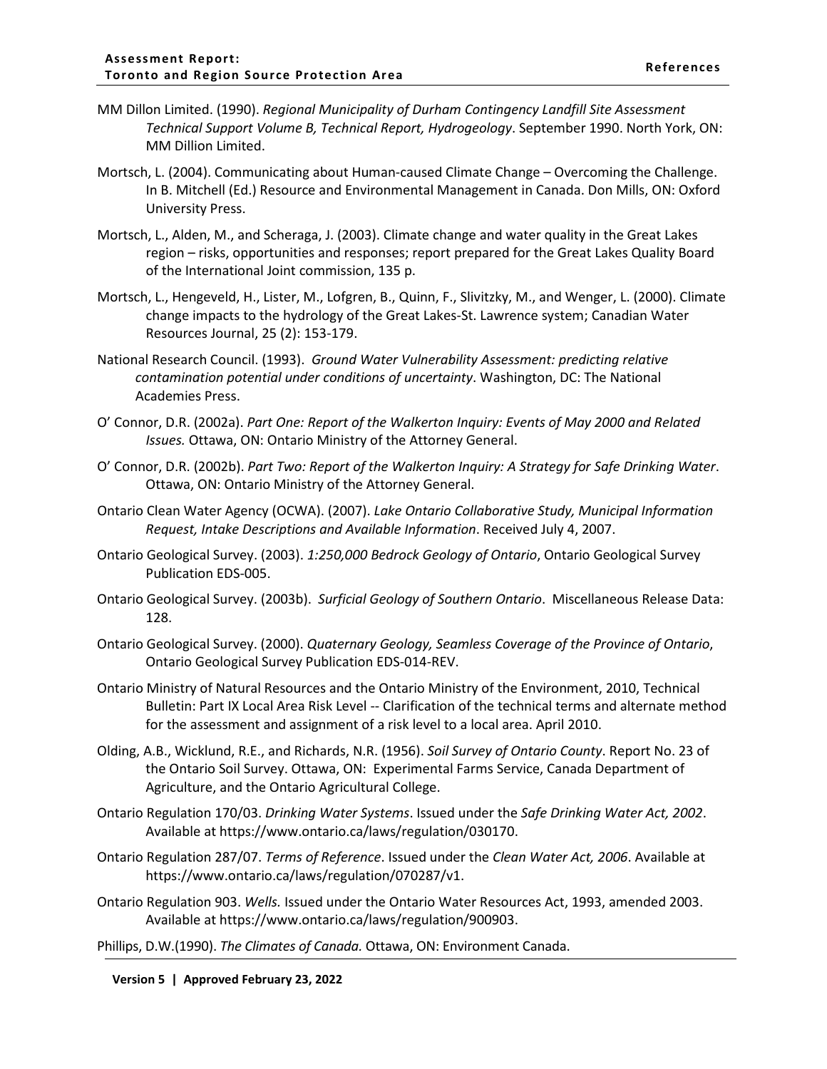MM Dillon Limited. (1990). *Regional Municipality of Durham Contingency Landfill Site Assessment Technical Support Volume B, Technical Report, Hydrogeology*. September 1990. North York, ON: MM Dillion Limited.

Mortsch, L. (2004). Communicating about Human-caused Climate Change – Overcoming the Challenge. In B. Mitchell (Ed.) Resource and Environmental Management in Canada. Don Mills, ON: Oxford University Press.

Mortsch, L., Alden, M., and Scheraga, J. (2003). Climate change and water quality in the Great Lakes region – risks, opportunities and responses; report prepared for the Great Lakes Quality Board of the International Joint commission, 135 p.

Mortsch, L., Hengeveld, H., Lister, M., Lofgren, B., Quinn, F., Slivitzky, M., and Wenger, L. (2000). Climate change impacts to the hydrology of the Great Lakes-St. Lawrence system; Canadian Water Resources Journal, 25 (2): 153-179.

National Research Council. (1993). *Ground Water Vulnerability Assessment: predicting relative contamination potential under conditions of uncertainty*. Washington, DC: The National Academies Press.

O' Connor, D.R. (2002a). *Part One: Report of the Walkerton Inquiry: Events of May 2000 and Related Issues.* Ottawa, ON: Ontario Ministry of the Attorney General.

O' Connor, D.R. (2002b). *Part Two: Report of the Walkerton Inquiry: A Strategy for Safe Drinking Water*. Ottawa, ON: Ontario Ministry of the Attorney General.

Ontario Clean Water Agency (OCWA). (2007). *Lake Ontario Collaborative Study, Municipal Information Request, Intake Descriptions and Available Information*. Received July 4, 2007.

Ontario Geological Survey. (2003). *1:250,000 Bedrock Geology of Ontario*, Ontario Geological Survey Publication EDS-005.

Ontario Geological Survey. (2003b). *Surficial Geology of Southern Ontario*. Miscellaneous Release Data: 128.

Ontario Geological Survey. (2000). *Quaternary Geology, Seamless Coverage of the Province of Ontario*, Ontario Geological Survey Publication EDS-014-REV.

Ontario Ministry of Natural Resources and the Ontario Ministry of the Environment, 2010, Technical Bulletin: Part IX Local Area Risk Level -- Clarification of the technical terms and alternate method for the assessment and assignment of a risk level to a local area. April 2010.

Olding, A.B., Wicklund, R.E., and Richards, N.R. (1956). *Soil Survey of Ontario County*. Report No. 23 of the Ontario Soil Survey. Ottawa, ON: Experimental Farms Service, Canada Department of Agriculture, and the Ontario Agricultural College.

Ontario Regulation 170/03. *Drinking Water Systems*. Issued under the *Safe Drinking Water Act, 2002*. Available at https://www.ontario.ca/laws/regulation/030170.

Ontario Regulation 287/07. *Terms of Reference*. Issued under the *Clean Water Act, 2006*. Available at https://www.ontario.ca/laws/regulation/070287/v1.

Ontario Regulation 903. *Wells.* Issued under the Ontario Water Resources Act, 1993, amended 2003. Available at https://www.ontario.ca/laws/regulation/900903.

Phillips, D.W.(1990). *The Climates of Canada.* Ottawa, ON: Environment Canada.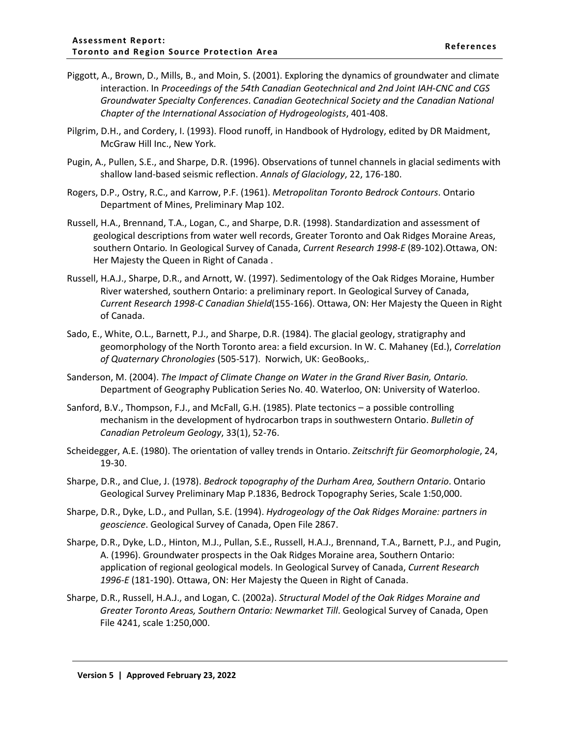Piggott, A., Brown, D., Mills, B., and Moin, S. (2001). Exploring the dynamics of groundwater and climate interaction. In *Proceedings of the 54th Canadian Geotechnical and 2nd Joint IAH-CNC and CGS Groundwater Specialty Conferences*. *Canadian Geotechnical Society and the Canadian National Chapter of the International Association of Hydrogeologists*, 401-408.

Pilgrim, D.H., and Cordery, I. (1993). Flood runoff, in Handbook of Hydrology, edited by DR Maidment, McGraw Hill Inc., New York.

Pugin, A., Pullen, S.E., and Sharpe, D.R. (1996). Observations of tunnel channels in glacial sediments with shallow land-based seismic reflection. *Annals of Glaciology*, 22, 176-180.

Rogers, D.P., Ostry, R.C., and Karrow, P.F. (1961). *Metropolitan Toronto Bedrock Contours*. Ontario Department of Mines, Preliminary Map 102.

Russell, H.A., Brennand, T.A., Logan, C., and Sharpe, D.R. (1998). Standardization and assessment of geological descriptions from water well records, Greater Toronto and Oak Ridges Moraine Areas, southern Ontario. In Geological Survey of Canada, *Current Research 1998-E* (89-102).Ottawa, ON: Her Majesty the Queen in Right of Canada .

Russell, H.A.J., Sharpe, D.R., and Arnott, W. (1997). Sedimentology of the Oak Ridges Moraine, Humber River watershed, southern Ontario: a preliminary report. In Geological Survey of Canada, *Current Research 1998-C Canadian Shield*(155-166). Ottawa, ON: Her Majesty the Queen in Right of Canada.

Sado, E., White, O.L., Barnett, P.J., and Sharpe, D.R. (1984). The glacial geology, stratigraphy and geomorphology of the North Toronto area: a field excursion. In W. C. Mahaney (Ed.), *Correlation of Quaternary Chronologies* (505-517). Norwich, UK: GeoBooks,.

Sanderson, M. (2004). *The Impact of Climate Change on Water in the Grand River Basin, Ontario.* Department of Geography Publication Series No. 40. Waterloo, ON: University of Waterloo.

Sanford, B.V., Thompson, F.J., and McFall, G.H. (1985). Plate tectonics – a possible controlling mechanism in the development of hydrocarbon traps in southwestern Ontario. *Bulletin of Canadian Petroleum Geology*, 33(1), 52-76.

Scheidegger, A.E. (1980). The orientation of valley trends in Ontario. *Zeitschrift für Geomorphologie*, 24, 19-30.

Sharpe, D.R., and Clue, J. (1978). *Bedrock topography of the Durham Area, Southern Ontario*. Ontario Geological Survey Preliminary Map P.1836, Bedrock Topography Series, Scale 1:50,000.

Sharpe, D.R., Dyke, L.D., and Pullan, S.E. (1994). *Hydrogeology of the Oak Ridges Moraine: partners in geoscience*. Geological Survey of Canada, Open File 2867.

Sharpe, D.R., Dyke, L.D., Hinton, M.J., Pullan, S.E., Russell, H.A.J., Brennand, T.A., Barnett, P.J., and Pugin, A. (1996). Groundwater prospects in the Oak Ridges Moraine area, Southern Ontario: application of regional geological models. In Geological Survey of Canada, *Current Research 1996-E* (181-190). Ottawa, ON: Her Majesty the Queen in Right of Canada.

Sharpe, D.R., Russell, H.A.J., and Logan, C. (2002a). *Structural Model of the Oak Ridges Moraine and Greater Toronto Areas, Southern Ontario: Newmarket Till*. Geological Survey of Canada, Open File 4241, scale 1:250,000.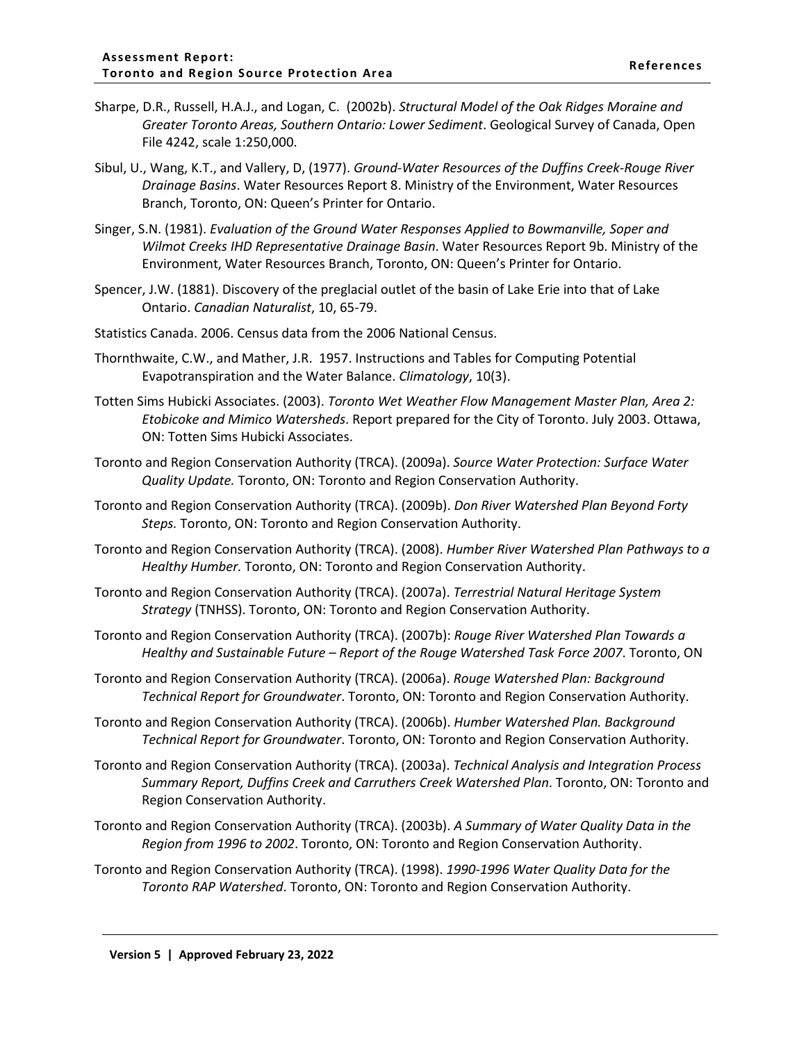Sharpe, D.R., Russell, H.A.J., and Logan, C. (2002b). *Structural Model of the Oak Ridges Moraine and Greater Toronto Areas, Southern Ontario: Lower Sediment*. Geological Survey of Canada, Open File 4242, scale 1:250,000.

Sibul, U., Wang, K.T., and Vallery, D, (1977). *Ground-Water Resources of the Duffins Creek-Rouge River Drainage Basins*. Water Resources Report 8. Ministry of the Environment, Water Resources Branch, Toronto, ON: Queen's Printer for Ontario.

Singer, S.N. (1981). *Evaluation of the Ground Water Responses Applied to Bowmanville, Soper and Wilmot Creeks IHD Representative Drainage Basin*. Water Resources Report 9b. Ministry of the Environment, Water Resources Branch, Toronto, ON: Queen's Printer for Ontario.

Spencer, J.W. (1881). Discovery of the preglacial outlet of the basin of Lake Erie into that of Lake Ontario. *Canadian Naturalist*, 10, 65-79.

Statistics Canada. 2006. Census data from the 2006 National Census.

Thornthwaite, C.W., and Mather, J.R. 1957. Instructions and Tables for Computing Potential Evapotranspiration and the Water Balance. *Climatology*, 10(3).

Totten Sims Hubicki Associates. (2003). *Toronto Wet Weather Flow Management Master Plan, Area 2: Etobicoke and Mimico Watersheds*. Report prepared for the City of Toronto. July 2003. Ottawa, ON: Totten Sims Hubicki Associates.

Toronto and Region Conservation Authority (TRCA). (2009a). *Source Water Protection: Surface Water Quality Update.* Toronto, ON: Toronto and Region Conservation Authority.

Toronto and Region Conservation Authority (TRCA). (2009b). *Don River Watershed Plan Beyond Forty Steps.* Toronto, ON: Toronto and Region Conservation Authority.

Toronto and Region Conservation Authority (TRCA). (2008). *Humber River Watershed Plan Pathways to a Healthy Humber.* Toronto, ON: Toronto and Region Conservation Authority.

Toronto and Region Conservation Authority (TRCA). (2007a). *Terrestrial Natural Heritage System Strategy* (TNHSS). Toronto, ON: Toronto and Region Conservation Authority.

Toronto and Region Conservation Authority (TRCA). (2007b): *Rouge River Watershed Plan Towards a Healthy and Sustainable Future – Report of the Rouge Watershed Task Force 2007*. Toronto, ON

Toronto and Region Conservation Authority (TRCA). (2006a). *Rouge Watershed Plan: Background Technical Report for Groundwater*. Toronto, ON: Toronto and Region Conservation Authority.

Toronto and Region Conservation Authority (TRCA). (2006b). *Humber Watershed Plan. Background Technical Report for Groundwater*. Toronto, ON: Toronto and Region Conservation Authority.

Toronto and Region Conservation Authority (TRCA). (2003a). *Technical Analysis and Integration Process Summary Report, Duffins Creek and Carruthers Creek Watershed Plan*. Toronto, ON: Toronto and Region Conservation Authority.

Toronto and Region Conservation Authority (TRCA). (2003b). *A Summary of Water Quality Data in the Region from 1996 to 2002*. Toronto, ON: Toronto and Region Conservation Authority.

Toronto and Region Conservation Authority (TRCA). (1998). *1990-1996 Water Quality Data for the Toronto RAP Watershed*. Toronto, ON: Toronto and Region Conservation Authority.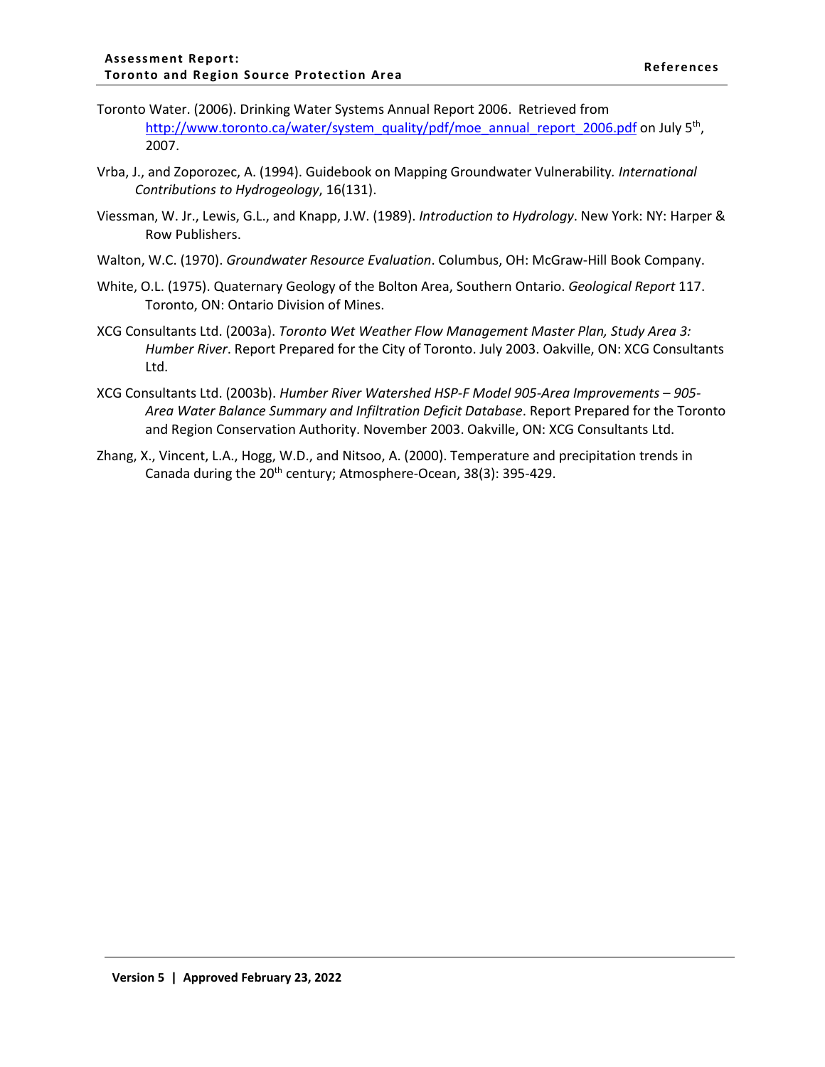Toronto Water. (2006). Drinking Water Systems Annual Report 2006. Retrieved from http://www.toronto.ca/water/system_quality/pdf/moe_annual_report_2006.pdf on July 5th, 2007.

Vrba, J., and Zoporozec, A. (1994). Guidebook on Mapping Groundwater Vulnerability. *International Contributions to Hydrogeology*, 16(131).

Viessman, W. Jr., Lewis, G.L., and Knapp, J.W. (1989). *Introduction to Hydrology*. New York: NY: Harper & Row Publishers.

Walton, W.C. (1970). *Groundwater Resource Evaluation*. Columbus, OH: McGraw-Hill Book Company.

White, O.L. (1975). Quaternary Geology of the Bolton Area, Southern Ontario. *Geological Report* 117. Toronto, ON: Ontario Division of Mines.

XCG Consultants Ltd. (2003a). *Toronto Wet Weather Flow Management Master Plan, Study Area 3: Humber River*. Report Prepared for the City of Toronto. July 2003. Oakville, ON: XCG Consultants Ltd.

XCG Consultants Ltd. (2003b). *Humber River Watershed HSP-F Model 905-Area Improvements – 905-Area Water Balance Summary and Infiltration Deficit Database*. Report Prepared for the Toronto and Region Conservation Authority. November 2003. Oakville, ON: XCG Consultants Ltd.

Zhang, X., Vincent, L.A., Hogg, W.D., and Nitsoo, A. (2000). Temperature and precipitation trends in Canada during the 20th century; Atmosphere-Ocean, 38(3): 395-429.